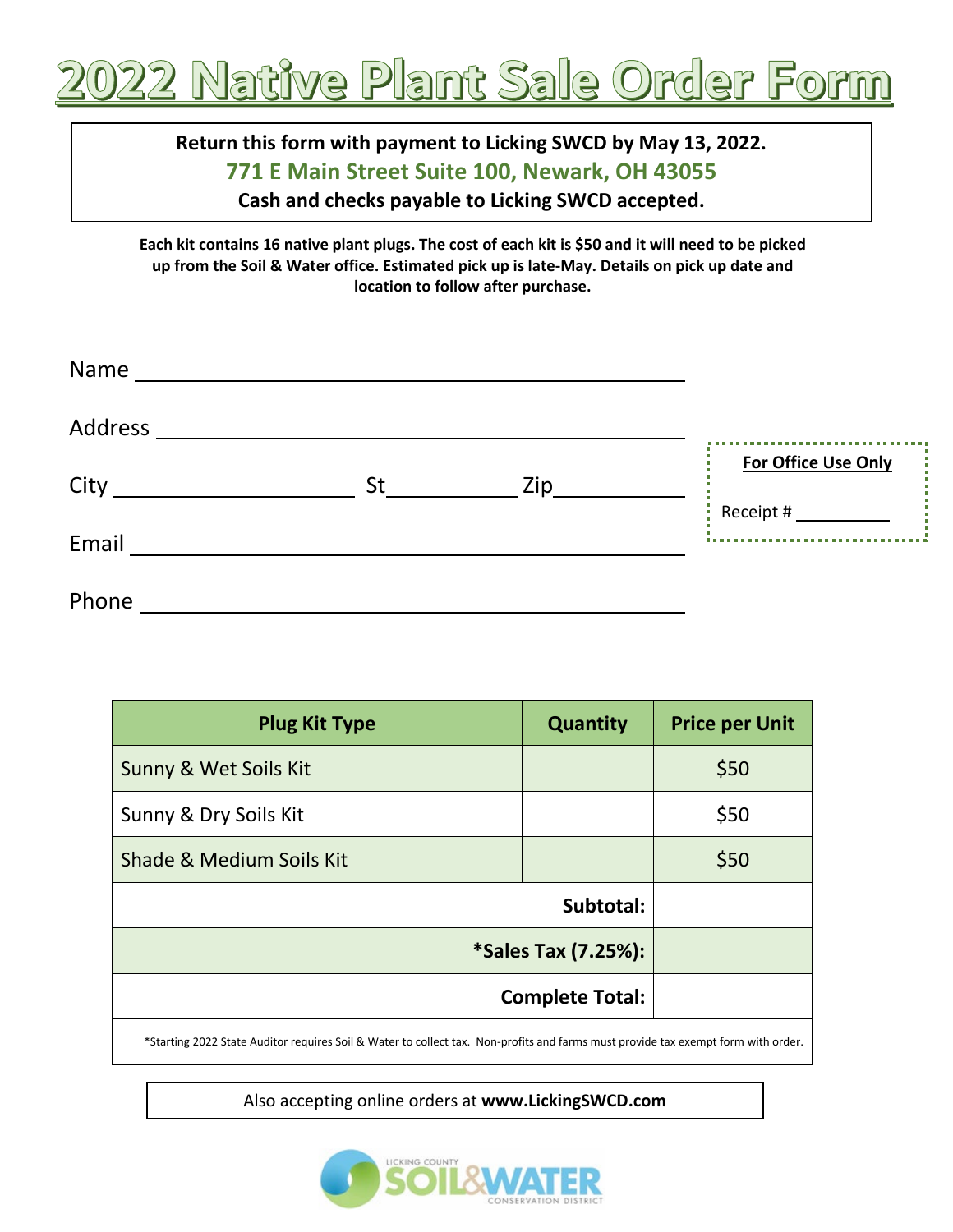# 2022 Native Plant Sale Order Form

**Return this form with payment to Licking SWCD by May 13, 2022.**
**771 E Main Street Suite 100, Newark, OH 43055**
**Cash and checks payable to Licking SWCD accepted.**

**Each kit contains 16 native plant plugs. The cost of each kit is $50 and it will need to be picked up from the Soil & Water office. Estimated pick up is late-May. Details on pick up date and location to follow after purchase.**

Name ______________________________

Address ______________________________

City ______________ St ________ Zip ________

Email ______________________________

Phone ______________________________

**For Office Use Only**

Receipt # ________

| Plug Kit Type | Quantity | Price per Unit |
|---|---|---|
| Sunny & Wet Soils Kit | | $50 |
| Sunny & Dry Soils Kit | | $50 |
| Shade & Medium Soils Kit | | $50 |
| | **Subtotal:** | |
| | ***Sales Tax (7.25%):** | |
| | **Complete Total:** | |

*Starting 2022 State Auditor requires Soil & Water to collect tax. Non-profits and farms must provide tax exempt form with order.

Also accepting online orders at **www.LickingSWCD.com**

Licking County Soil & Water Conservation District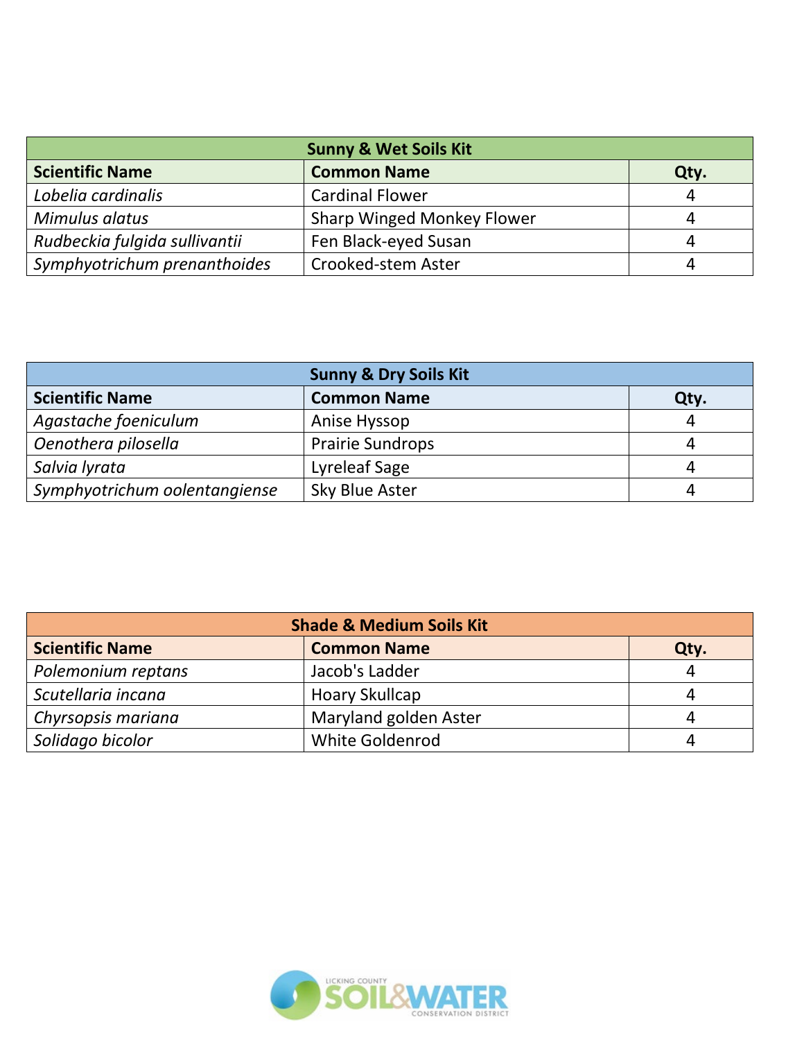| Sunny & Wet Soils Kit | | |
|---|---|---|
| **Scientific Name** | **Common Name** | **Qty.** |
| *Lobelia cardinalis* | Cardinal Flower | 4 |
| *Mimulus alatus* | Sharp Winged Monkey Flower | 4 |
| *Rudbeckia fulgida sullivantii* | Fen Black-eyed Susan | 4 |
| *Symphyotrichum prenanthoides* | Crooked-stem Aster | 4 |

| Sunny & Dry Soils Kit | | |
|---|---|---|
| **Scientific Name** | **Common Name** | **Qty.** |
| *Agastache foeniculum* | Anise Hyssop | 4 |
| *Oenothera pilosella* | Prairie Sundrops | 4 |
| *Salvia lyrata* | Lyreleaf Sage | 4 |
| *Symphyotrichum oolentangiense* | Sky Blue Aster | 4 |

| Shade & Medium Soils Kit | | |
|---|---|---|
| **Scientific Name** | **Common Name** | **Qty.** |
| *Polemonium reptans* | Jacob's Ladder | 4 |
| *Scutellaria incana* | Hoary Skullcap | 4 |
| *Chyrsopsis mariana* | Maryland golden Aster | 4 |
| *Solidago bicolor* | White Goldenrod | 4 |

LICKING COUNTY SOIL&WATER CONSERVATION DISTRICT